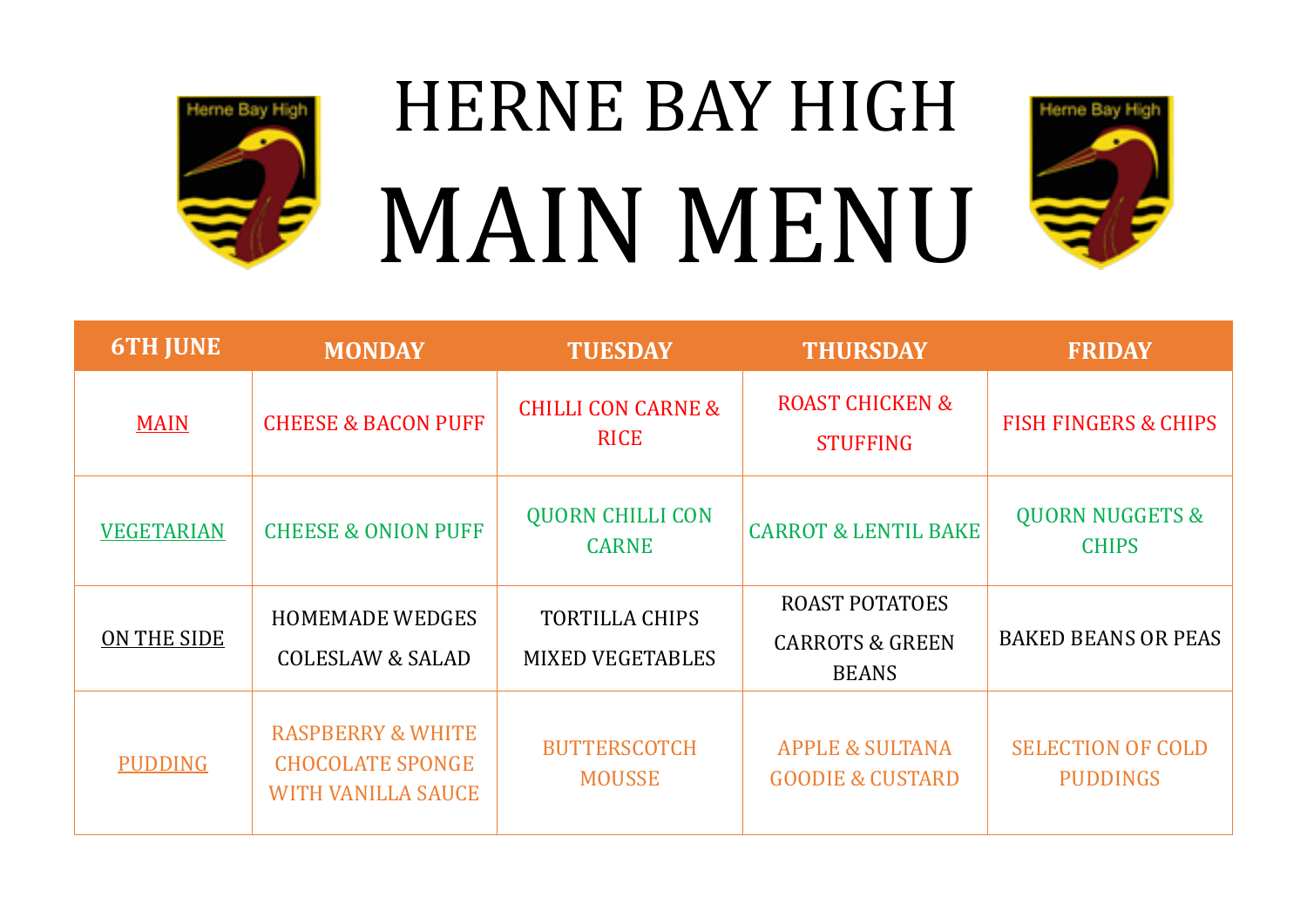# HERNE BAY HIGH
# MAIN MENU

| 6TH JUNE | MONDAY | TUESDAY | THURSDAY | FRIDAY |
|---|---|---|---|---|
| MAIN | CHEESE & BACON PUFF | CHILLI CON CARNE & RICE | ROAST CHICKEN & STUFFING | FISH FINGERS & CHIPS |
| VEGETARIAN | CHEESE & ONION PUFF | QUORN CHILLI CON CARNE | CARROT & LENTIL BAKE | QUORN NUGGETS & CHIPS |
| ON THE SIDE | HOMEMADE WEDGES COLESLAW & SALAD | TORTILLA CHIPS MIXED VEGETABLES | ROAST POTATOES CARROTS & GREEN BEANS | BAKED BEANS OR PEAS |
| PUDDING | RASPBERRY & WHITE CHOCOLATE SPONGE WITH VANILLA SAUCE | BUTTERSCOTCH MOUSSE | APPLE & SULTANA GOODIE & CUSTARD | SELECTION OF COLD PUDDINGS |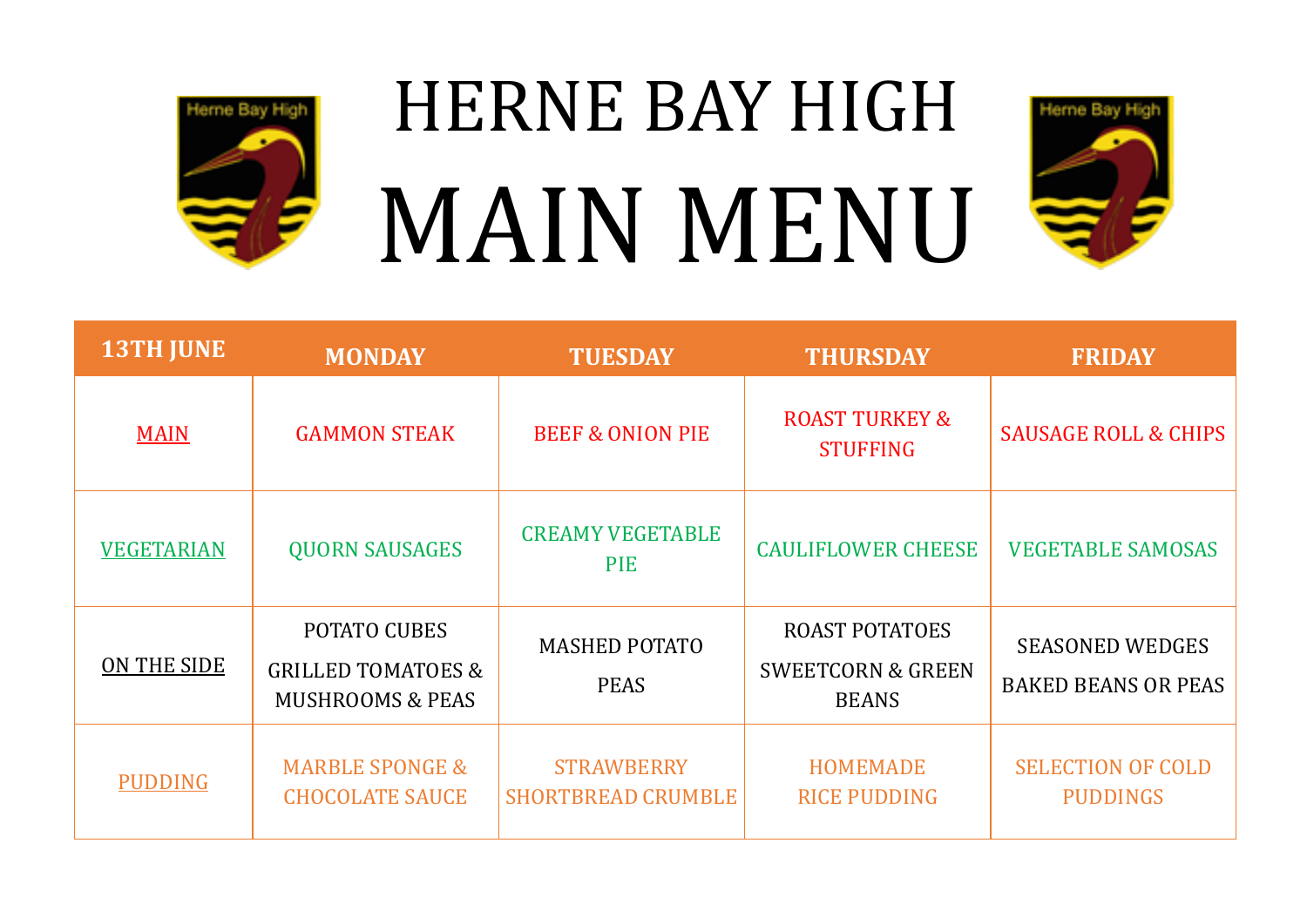# HERNE BAY HIGH

# MAIN MENU

| 13TH JUNE | MONDAY | TUESDAY | THURSDAY | FRIDAY |
| --- | --- | --- | --- | --- |
| MAIN | GAMMON STEAK | BEEF & ONION PIE | ROAST TURKEY & STUFFING | SAUSAGE ROLL & CHIPS |
| VEGETARIAN | QUORN SAUSAGES | CREAMY VEGETABLE PIE | CAULIFLOWER CHEESE | VEGETABLE SAMOSAS |
| ON THE SIDE | POTATO CUBES<br>GRILLED TOMATOES & MUSHROOMS & PEAS | MASHED POTATO<br>PEAS | ROAST POTATOES<br>SWEETCORN & GREEN BEANS | SEASONED WEDGES<br>BAKED BEANS OR PEAS |
| PUDDING | MARBLE SPONGE & CHOCOLATE SAUCE | STRAWBERRY SHORTBREAD CRUMBLE | HOMEMADE RICE PUDDING | SELECTION OF COLD PUDDINGS |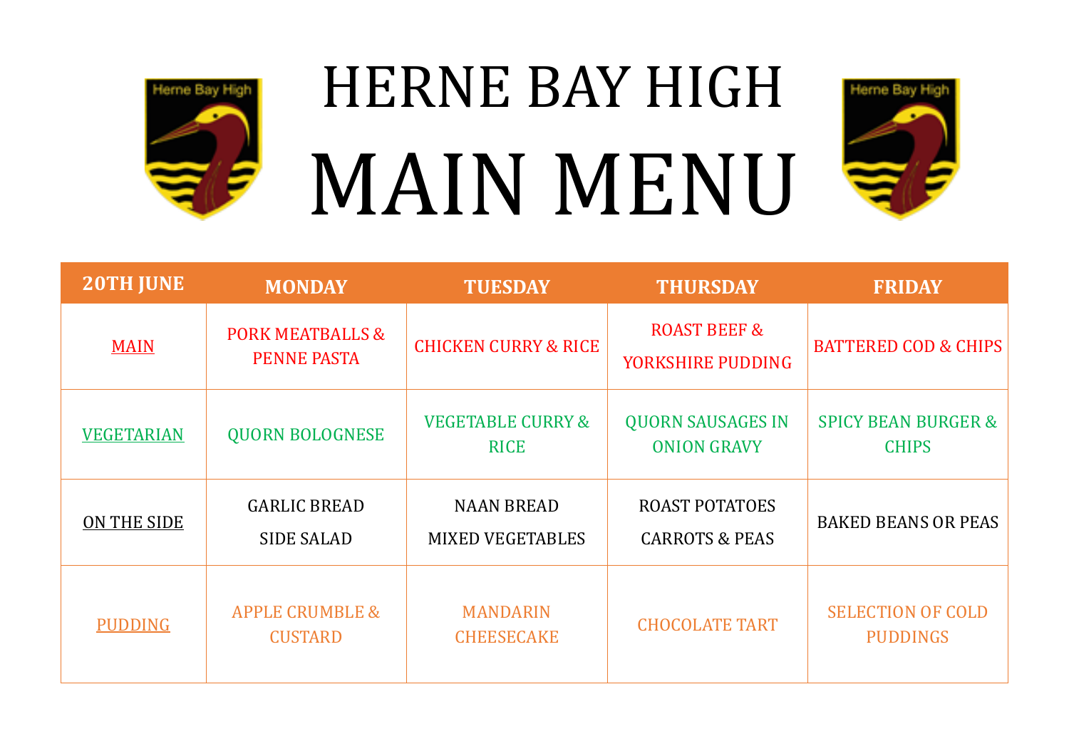# HERNE BAY HIGH

# MAIN MENU

| 20TH JUNE | MONDAY | TUESDAY | THURSDAY | FRIDAY |
|---|---|---|---|---|
| MAIN | PORK MEATBALLS & PENNE PASTA | CHICKEN CURRY & RICE | ROAST BEEF & YORKSHIRE PUDDING | BATTERED COD & CHIPS |
| VEGETARIAN | QUORN BOLOGNESE | VEGETABLE CURRY & RICE | QUORN SAUSAGES IN ONION GRAVY | SPICY BEAN BURGER & CHIPS |
| ON THE SIDE | GARLIC BREAD<br>SIDE SALAD | NAAN BREAD<br>MIXED VEGETABLES | ROAST POTATOES<br>CARROTS & PEAS | BAKED BEANS OR PEAS |
| PUDDING | APPLE CRUMBLE & CUSTARD | MANDARIN CHEESECAKE | CHOCOLATE TART | SELECTION OF COLD PUDDINGS |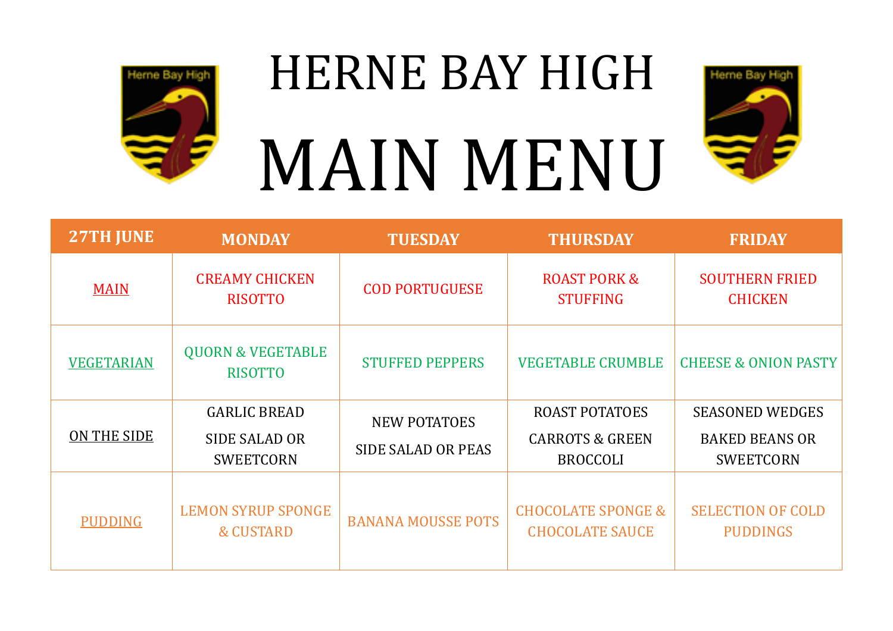# HERNE BAY HIGH

# MAIN MENU

| 27TH JUNE | MONDAY | TUESDAY | THURSDAY | FRIDAY |
|---|---|---|---|---|
| MAIN | CREAMY CHICKEN RISOTTO | COD PORTUGUESE | ROAST PORK & STUFFING | SOUTHERN FRIED CHICKEN |
| VEGETARIAN | QUORN & VEGETABLE RISOTTO | STUFFED PEPPERS | VEGETABLE CRUMBLE | CHEESE & ONION PASTY |
| ON THE SIDE | GARLIC BREAD<br>SIDE SALAD OR SWEETCORN | NEW POTATOES<br>SIDE SALAD OR PEAS | ROAST POTATOES<br>CARROTS & GREEN BROCCOLI | SEASONED WEDGES<br>BAKED BEANS OR SWEETCORN |
| PUDDING | LEMON SYRUP SPONGE & CUSTARD | BANANA MOUSSE POTS | CHOCOLATE SPONGE & CHOCOLATE SAUCE | SELECTION OF COLD PUDDINGS |